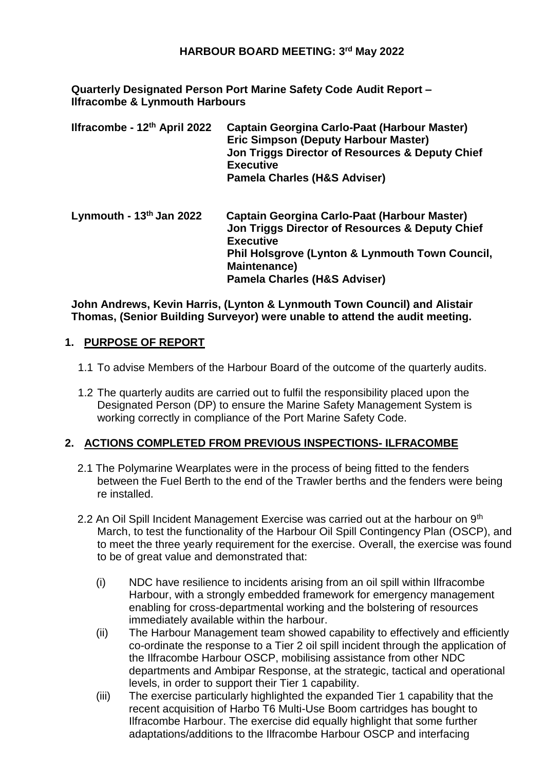**HARBOUR BOARD MEETING: 3rd May 2022**

**Quarterly Designated Person Port Marine Safety Code Audit Report – Ilfracombe & Lynmouth Harbours**

| | |
|---|---|
| **Ilfracombe - 12th April 2022** | **Captain Georgina Carlo-Paat (Harbour Master)**<br>**Eric Simpson (Deputy Harbour Master)**<br>**Jon Triggs Director of Resources & Deputy Chief Executive**<br>**Pamela Charles (H&S Adviser)** |
| **Lynmouth - 13th Jan 2022** | **Captain Georgina Carlo-Paat (Harbour Master)**<br>**Jon Triggs Director of Resources & Deputy Chief Executive**<br>**Phil Holsgrove (Lynton & Lynmouth Town Council, Maintenance)**<br>**Pamela Charles (H&S Adviser)** |

**John Andrews, Kevin Harris, (Lynton & Lynmouth Town Council) and Alistair Thomas, (Senior Building Surveyor) were unable to attend the audit meeting.**

## 1. PURPOSE OF REPORT

1.1 To advise Members of the Harbour Board of the outcome of the quarterly audits.

1.2 The quarterly audits are carried out to fulfil the responsibility placed upon the Designated Person (DP) to ensure the Marine Safety Management System is working correctly in compliance of the Port Marine Safety Code.

## 2. ACTIONS COMPLETED FROM PREVIOUS INSPECTIONS- ILFRACOMBE

2.1 The Polymarine Wearplates were in the process of being fitted to the fenders between the Fuel Berth to the end of the Trawler berths and the fenders were being re installed.

2.2 An Oil Spill Incident Management Exercise was carried out at the harbour on 9th March, to test the functionality of the Harbour Oil Spill Contingency Plan (OSCP), and to meet the three yearly requirement for the exercise. Overall, the exercise was found to be of great value and demonstrated that:

(i) NDC have resilience to incidents arising from an oil spill within Ilfracombe Harbour, with a strongly embedded framework for emergency management enabling for cross-departmental working and the bolstering of resources immediately available within the harbour.

(ii) The Harbour Management team showed capability to effectively and efficiently co-ordinate the response to a Tier 2 oil spill incident through the application of the Ilfracombe Harbour OSCP, mobilising assistance from other NDC departments and Ambipar Response, at the strategic, tactical and operational levels, in order to support their Tier 1 capability.

(iii) The exercise particularly highlighted the expanded Tier 1 capability that the recent acquisition of Harbo T6 Multi-Use Boom cartridges has bought to Ilfracombe Harbour. The exercise did equally highlight that some further adaptations/additions to the Ilfracombe Harbour OSCP and interfacing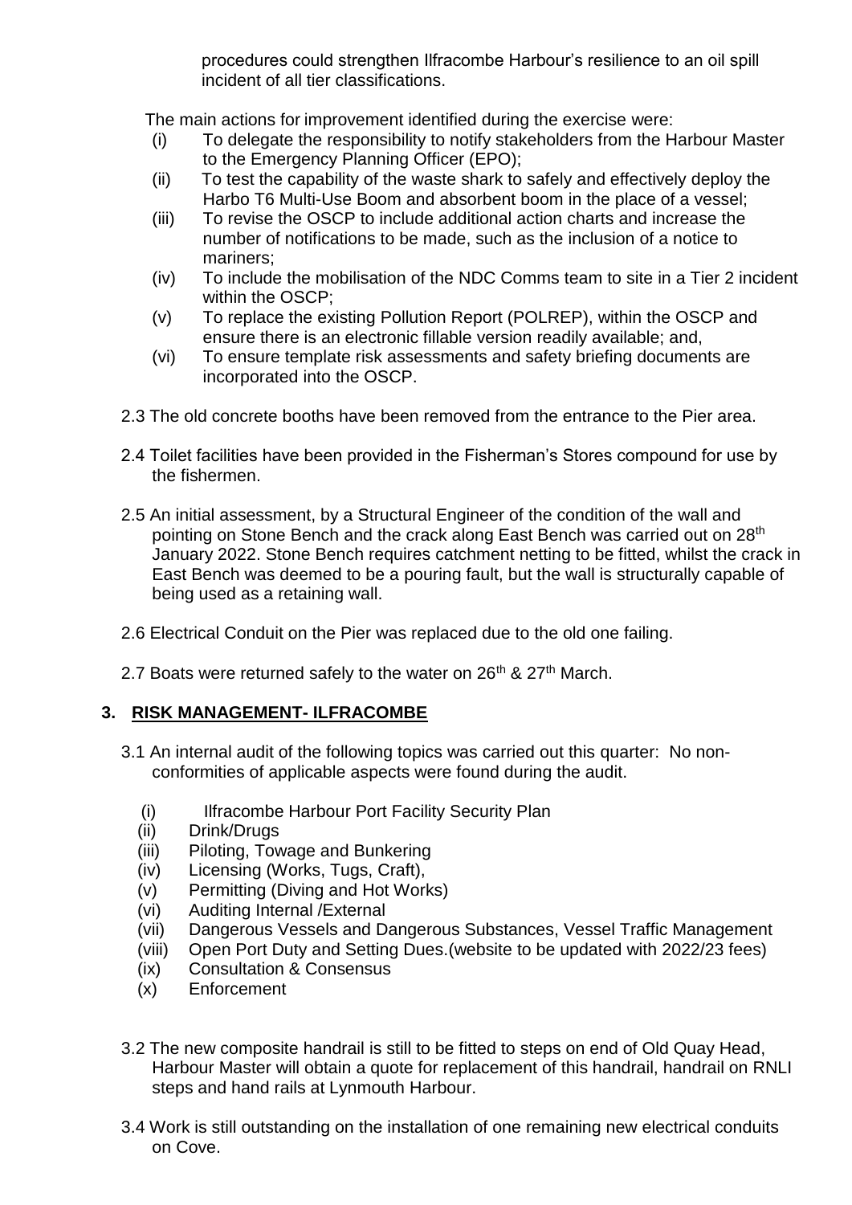procedures could strengthen Ilfracombe Harbour's resilience to an oil spill incident of all tier classifications.

The main actions for improvement identified during the exercise were:

(i) To delegate the responsibility to notify stakeholders from the Harbour Master to the Emergency Planning Officer (EPO);
(ii) To test the capability of the waste shark to safely and effectively deploy the Harbo T6 Multi-Use Boom and absorbent boom in the place of a vessel;
(iii) To revise the OSCP to include additional action charts and increase the number of notifications to be made, such as the inclusion of a notice to mariners;
(iv) To include the mobilisation of the NDC Comms team to site in a Tier 2 incident within the OSCP;
(v) To replace the existing Pollution Report (POLREP), within the OSCP and ensure there is an electronic fillable version readily available; and,
(vi) To ensure template risk assessments and safety briefing documents are incorporated into the OSCP.

2.3 The old concrete booths have been removed from the entrance to the Pier area.

2.4 Toilet facilities have been provided in the Fisherman's Stores compound for use by the fishermen.

2.5 An initial assessment, by a Structural Engineer of the condition of the wall and pointing on Stone Bench and the crack along East Bench was carried out on 28th January 2022. Stone Bench requires catchment netting to be fitted, whilst the crack in East Bench was deemed to be a pouring fault, but the wall is structurally capable of being used as a retaining wall.

2.6 Electrical Conduit on the Pier was replaced due to the old one failing.

2.7 Boats were returned safely to the water on 26th & 27th March.

## 3. RISK MANAGEMENT- ILFRACOMBE

3.1 An internal audit of the following topics was carried out this quarter: No non-conformities of applicable aspects were found during the audit.

(i) Ilfracombe Harbour Port Facility Security Plan
(ii) Drink/Drugs
(iii) Piloting, Towage and Bunkering
(iv) Licensing (Works, Tugs, Craft),
(v) Permitting (Diving and Hot Works)
(vi) Auditing Internal /External
(vii) Dangerous Vessels and Dangerous Substances, Vessel Traffic Management
(viii) Open Port Duty and Setting Dues.(website to be updated with 2022/23 fees)
(ix) Consultation & Consensus
(x) Enforcement

3.2 The new composite handrail is still to be fitted to steps on end of Old Quay Head, Harbour Master will obtain a quote for replacement of this handrail, handrail on RNLI steps and hand rails at Lynmouth Harbour.

3.4 Work is still outstanding on the installation of one remaining new electrical conduits on Cove.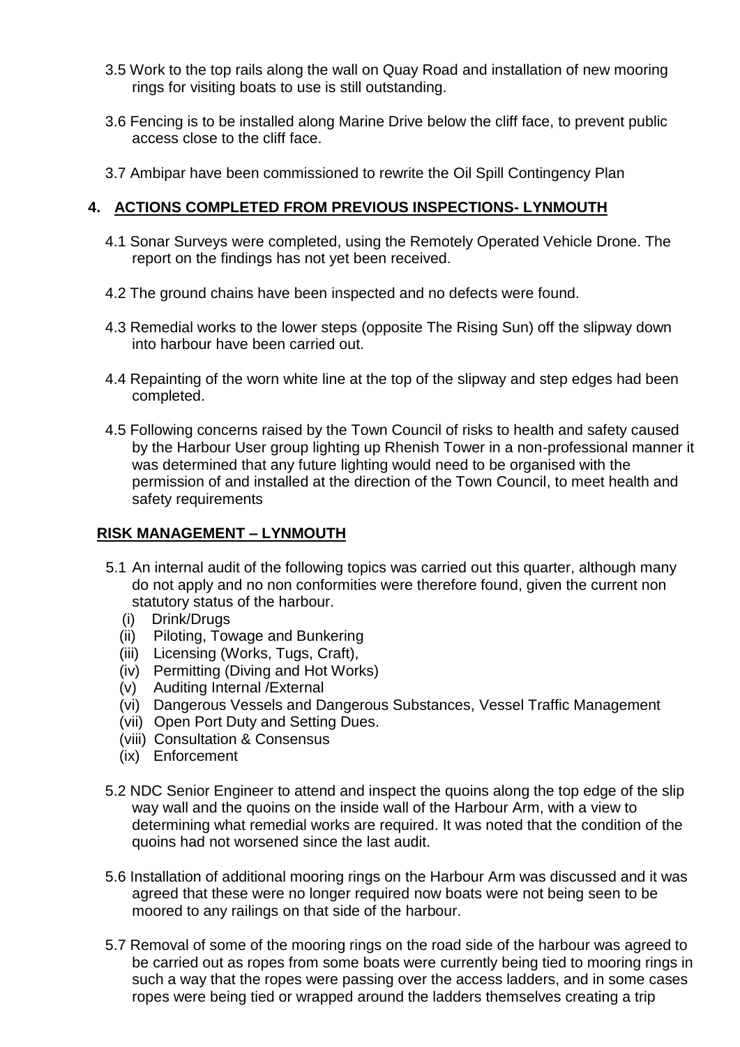3.5 Work to the top rails along the wall on Quay Road and installation of new mooring rings for visiting boats to use is still outstanding.

3.6 Fencing is to be installed along Marine Drive below the cliff face, to prevent public access close to the cliff face.

3.7 Ambipar have been commissioned to rewrite the Oil Spill Contingency Plan

## 4. ACTIONS COMPLETED FROM PREVIOUS INSPECTIONS- LYNMOUTH

4.1 Sonar Surveys were completed, using the Remotely Operated Vehicle Drone. The report on the findings has not yet been received.

4.2 The ground chains have been inspected and no defects were found.

4.3 Remedial works to the lower steps (opposite The Rising Sun) off the slipway down into harbour have been carried out.

4.4 Repainting of the worn white line at the top of the slipway and step edges had been completed.

4.5 Following concerns raised by the Town Council of risks to health and safety caused by the Harbour User group lighting up Rhenish Tower in a non-professional manner it was determined that any future lighting would need to be organised with the permission of and installed at the direction of the Town Council, to meet health and safety requirements

## RISK MANAGEMENT – LYNMOUTH

5.1 An internal audit of the following topics was carried out this quarter, although many do not apply and no non conformities were therefore found, given the current non statutory status of the harbour.

(i) Drink/Drugs
(ii) Piloting, Towage and Bunkering
(iii) Licensing (Works, Tugs, Craft),
(iv) Permitting (Diving and Hot Works)
(v) Auditing Internal /External
(vi) Dangerous Vessels and Dangerous Substances, Vessel Traffic Management
(vii) Open Port Duty and Setting Dues.
(viii) Consultation & Consensus
(ix) Enforcement

5.2 NDC Senior Engineer to attend and inspect the quoins along the top edge of the slip way wall and the quoins on the inside wall of the Harbour Arm, with a view to determining what remedial works are required. It was noted that the condition of the quoins had not worsened since the last audit.

5.6 Installation of additional mooring rings on the Harbour Arm was discussed and it was agreed that these were no longer required now boats were not being seen to be moored to any railings on that side of the harbour.

5.7 Removal of some of the mooring rings on the road side of the harbour was agreed to be carried out as ropes from some boats were currently being tied to mooring rings in such a way that the ropes were passing over the access ladders, and in some cases ropes were being tied or wrapped around the ladders themselves creating a trip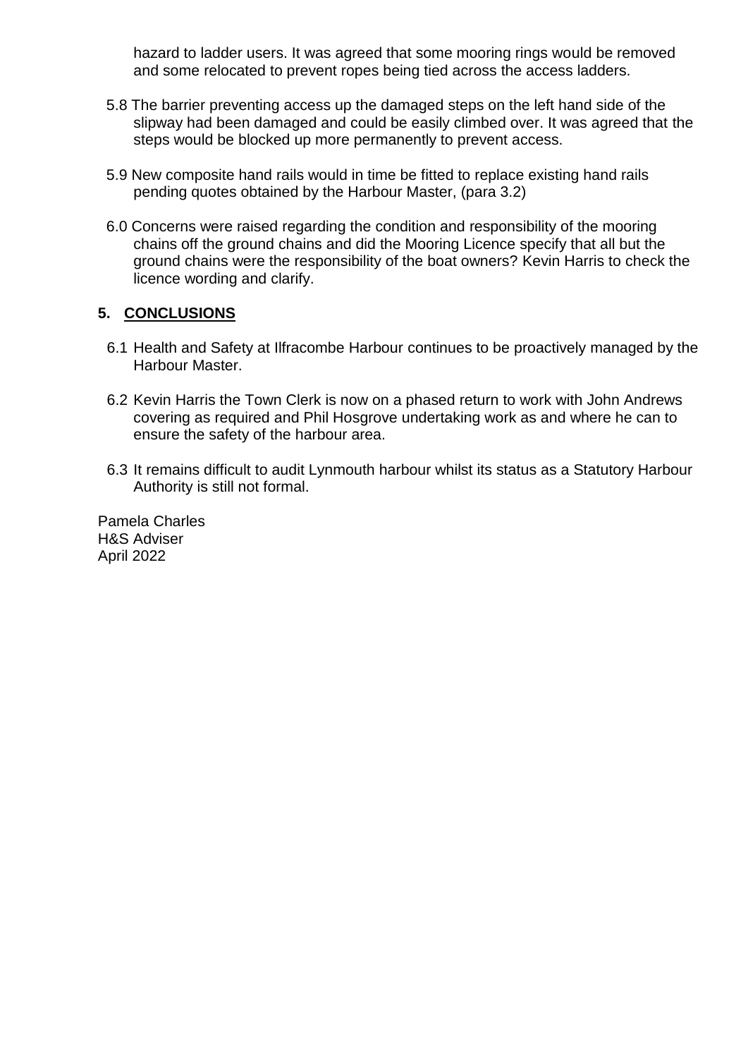hazard to ladder users. It was agreed that some mooring rings would be removed and some relocated to prevent ropes being tied across the access ladders.

5.8 The barrier preventing access up the damaged steps on the left hand side of the slipway had been damaged and could be easily climbed over. It was agreed that the steps would be blocked up more permanently to prevent access.

5.9 New composite hand rails would in time be fitted to replace existing hand rails pending quotes obtained by the Harbour Master, (para 3.2)

6.0 Concerns were raised regarding the condition and responsibility of the mooring chains off the ground chains and did the Mooring Licence specify that all but the ground chains were the responsibility of the boat owners? Kevin Harris to check the licence wording and clarify.

## 5. CONCLUSIONS

6.1 Health and Safety at Ilfracombe Harbour continues to be proactively managed by the Harbour Master.

6.2 Kevin Harris the Town Clerk is now on a phased return to work with John Andrews covering as required and Phil Hosgrove undertaking work as and where he can to ensure the safety of the harbour area.

6.3 It remains difficult to audit Lynmouth harbour whilst its status as a Statutory Harbour Authority is still not formal.

Pamela Charles
H&S Adviser
April 2022